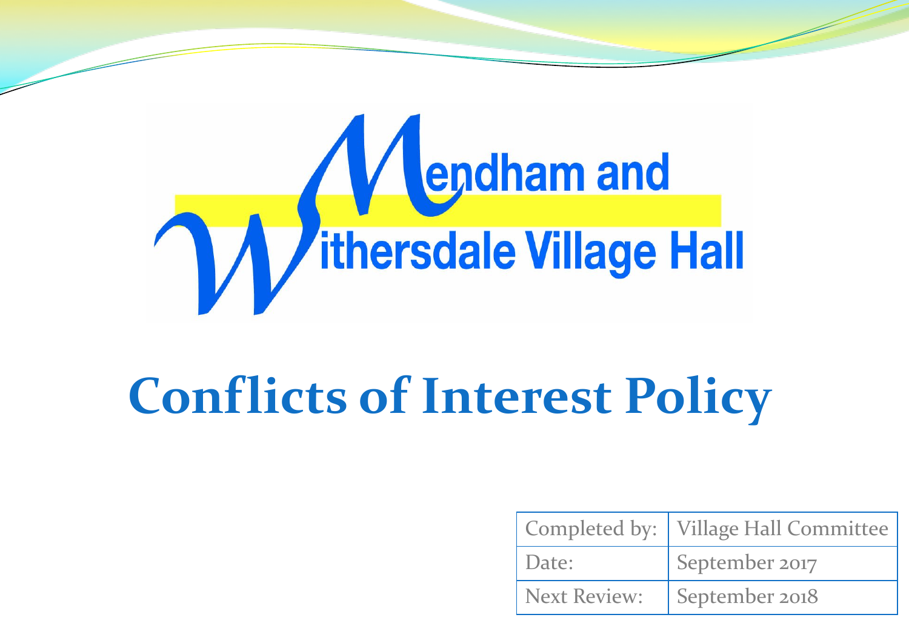Mendham and Withersdale Village Hall

# Conflicts of Interest Policy

| Completed by: | Village Hall Committee |
| --- | --- |
| Date: | September 2017 |
| Next Review: | September 2018 |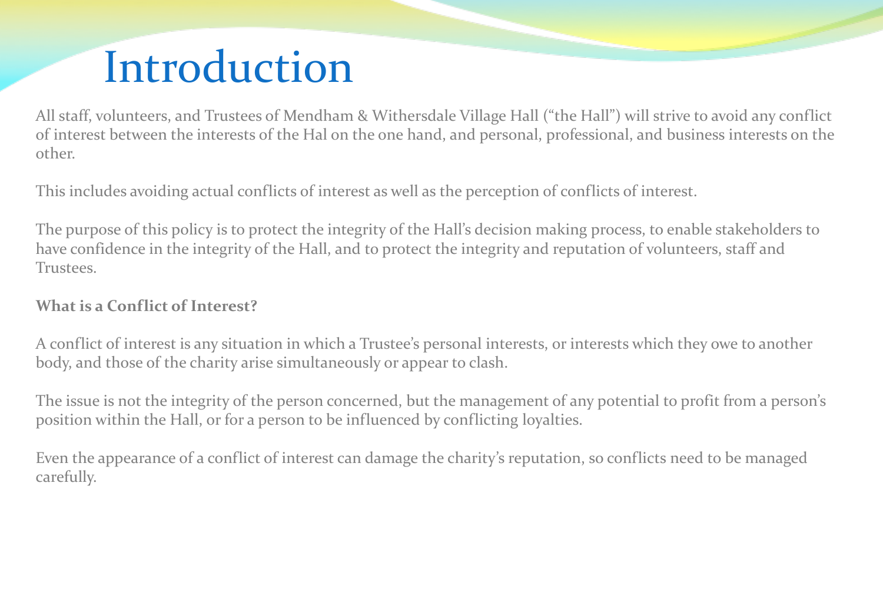# Introduction

All staff, volunteers, and Trustees of Mendham & Withersdale Village Hall ("the Hall") will strive to avoid any conflict of interest between the interests of the Hal on the one hand, and personal, professional, and business interests on the other.

This includes avoiding actual conflicts of interest as well as the perception of conflicts of interest.

The purpose of this policy is to protect the integrity of the Hall's decision making process, to enable stakeholders to have confidence in the integrity of the Hall, and to protect the integrity and reputation of volunteers, staff and Trustees.

**What is a Conflict of Interest?**

A conflict of interest is any situation in which a Trustee's personal interests, or interests which they owe to another body, and those of the charity arise simultaneously or appear to clash.

The issue is not the integrity of the person concerned, but the management of any potential to profit from a person's position within the Hall, or for a person to be influenced by conflicting loyalties.

Even the appearance of a conflict of interest can damage the charity's reputation, so conflicts need to be managed carefully.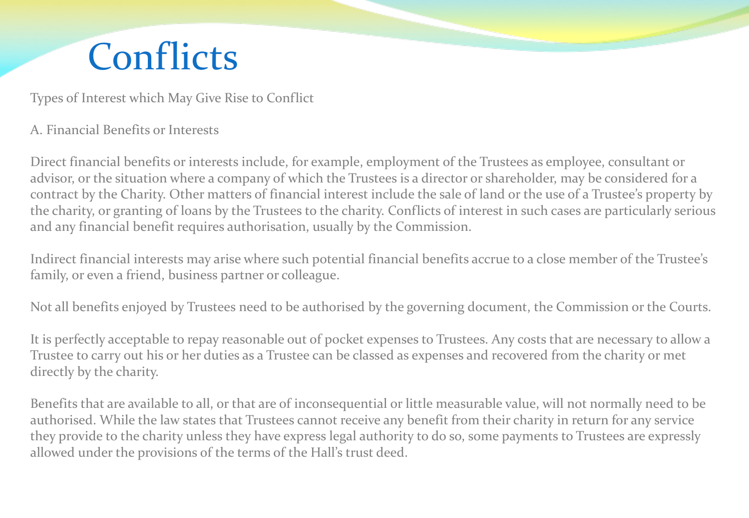# Conflicts

Types of Interest which May Give Rise to Conflict

A. Financial Benefits or Interests

Direct financial benefits or interests include, for example, employment of the Trustees as employee, consultant or advisor, or the situation where a company of which the Trustees is a director or shareholder, may be considered for a contract by the Charity. Other matters of financial interest include the sale of land or the use of a Trustee's property by the charity, or granting of loans by the Trustees to the charity. Conflicts of interest in such cases are particularly serious and any financial benefit requires authorisation, usually by the Commission.

Indirect financial interests may arise where such potential financial benefits accrue to a close member of the Trustee's family, or even a friend, business partner or colleague.

Not all benefits enjoyed by Trustees need to be authorised by the governing document, the Commission or the Courts.

It is perfectly acceptable to repay reasonable out of pocket expenses to Trustees. Any costs that are necessary to allow a Trustee to carry out his or her duties as a Trustee can be classed as expenses and recovered from the charity or met directly by the charity.

Benefits that are available to all, or that are of inconsequential or little measurable value, will not normally need to be authorised. While the law states that Trustees cannot receive any benefit from their charity in return for any service they provide to the charity unless they have express legal authority to do so, some payments to Trustees are expressly allowed under the provisions of the terms of the Hall's trust deed.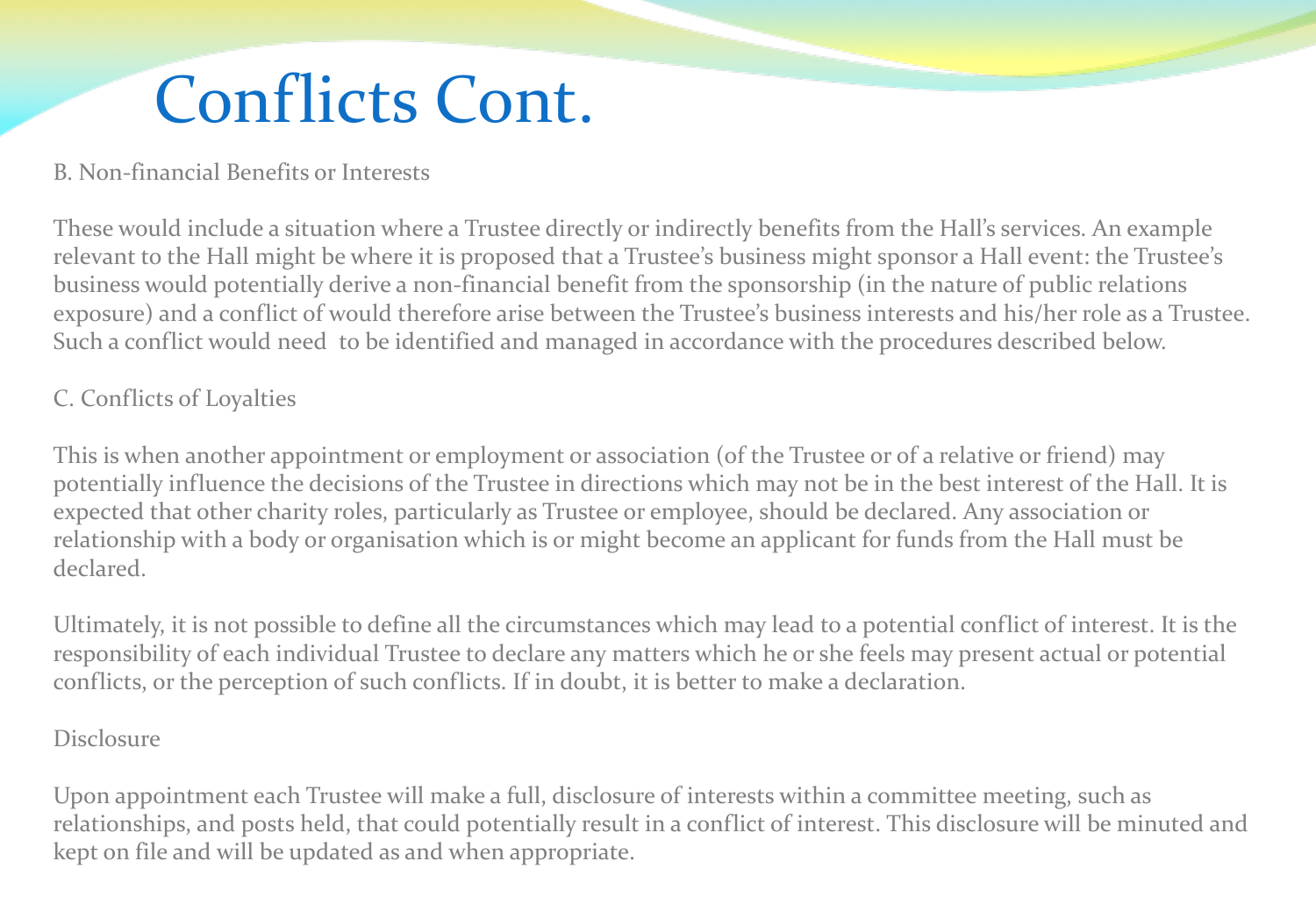# Conflicts Cont.

B. Non-financial Benefits or Interests

These would include a situation where a Trustee directly or indirectly benefits from the Hall's services. An example relevant to the Hall might be where it is proposed that a Trustee's business might sponsor a Hall event: the Trustee's business would potentially derive a non-financial benefit from the sponsorship (in the nature of public relations exposure) and a conflict of would therefore arise between the Trustee's business interests and his/her role as a Trustee. Such a conflict would need to be identified and managed in accordance with the procedures described below.

C. Conflicts of Loyalties

This is when another appointment or employment or association (of the Trustee or of a relative or friend) may potentially influence the decisions of the Trustee in directions which may not be in the best interest of the Hall. It is expected that other charity roles, particularly as Trustee or employee, should be declared. Any association or relationship with a body or organisation which is or might become an applicant for funds from the Hall must be declared.

Ultimately, it is not possible to define all the circumstances which may lead to a potential conflict of interest. It is the responsibility of each individual Trustee to declare any matters which he or she feels may present actual or potential conflicts, or the perception of such conflicts. If in doubt, it is better to make a declaration.

Disclosure

Upon appointment each Trustee will make a full, disclosure of interests within a committee meeting, such as relationships, and posts held, that could potentially result in a conflict of interest. This disclosure will be minuted and kept on file and will be updated as and when appropriate.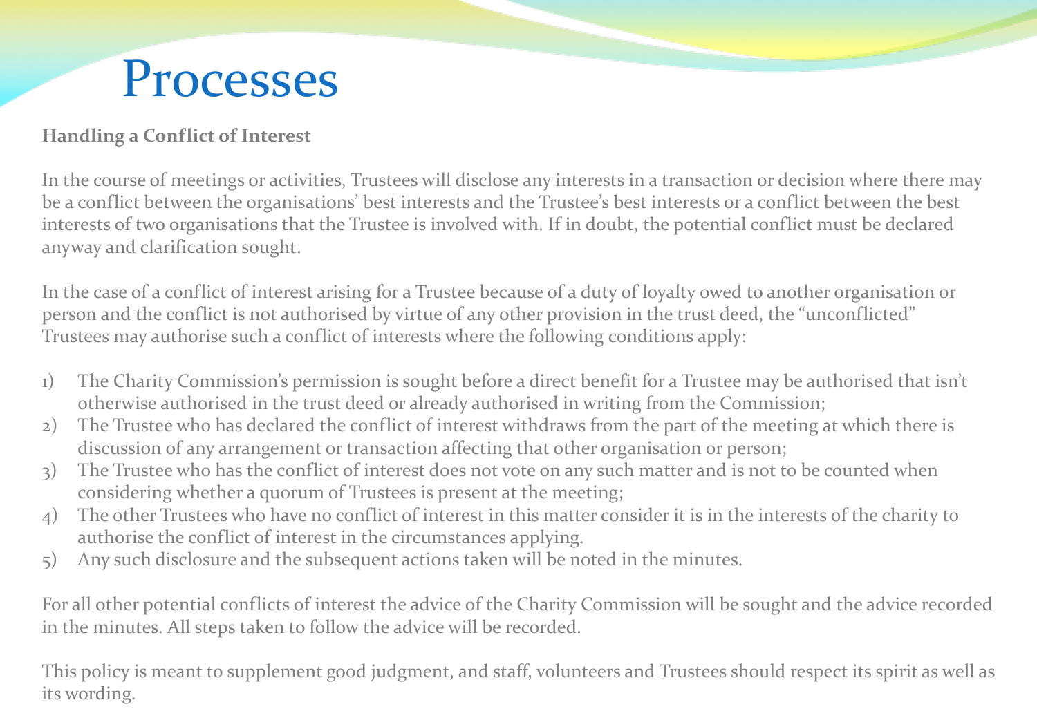# Processes

**Handling a Conflict of Interest**

In the course of meetings or activities, Trustees will disclose any interests in a transaction or decision where there may be a conflict between the organisations' best interests and the Trustee's best interests or a conflict between the best interests of two organisations that the Trustee is involved with. If in doubt, the potential conflict must be declared anyway and clarification sought.

In the case of a conflict of interest arising for a Trustee because of a duty of loyalty owed to another organisation or person and the conflict is not authorised by virtue of any other provision in the trust deed, the "unconflicted" Trustees may authorise such a conflict of interests where the following conditions apply:

1) The Charity Commission's permission is sought before a direct benefit for a Trustee may be authorised that isn't otherwise authorised in the trust deed or already authorised in writing from the Commission;
2) The Trustee who has declared the conflict of interest withdraws from the part of the meeting at which there is discussion of any arrangement or transaction affecting that other organisation or person;
3) The Trustee who has the conflict of interest does not vote on any such matter and is not to be counted when considering whether a quorum of Trustees is present at the meeting;
4) The other Trustees who have no conflict of interest in this matter consider it is in the interests of the charity to authorise the conflict of interest in the circumstances applying.
5) Any such disclosure and the subsequent actions taken will be noted in the minutes.

For all other potential conflicts of interest the advice of the Charity Commission will be sought and the advice recorded in the minutes. All steps taken to follow the advice will be recorded.

This policy is meant to supplement good judgment, and staff, volunteers and Trustees should respect its spirit as well as its wording.